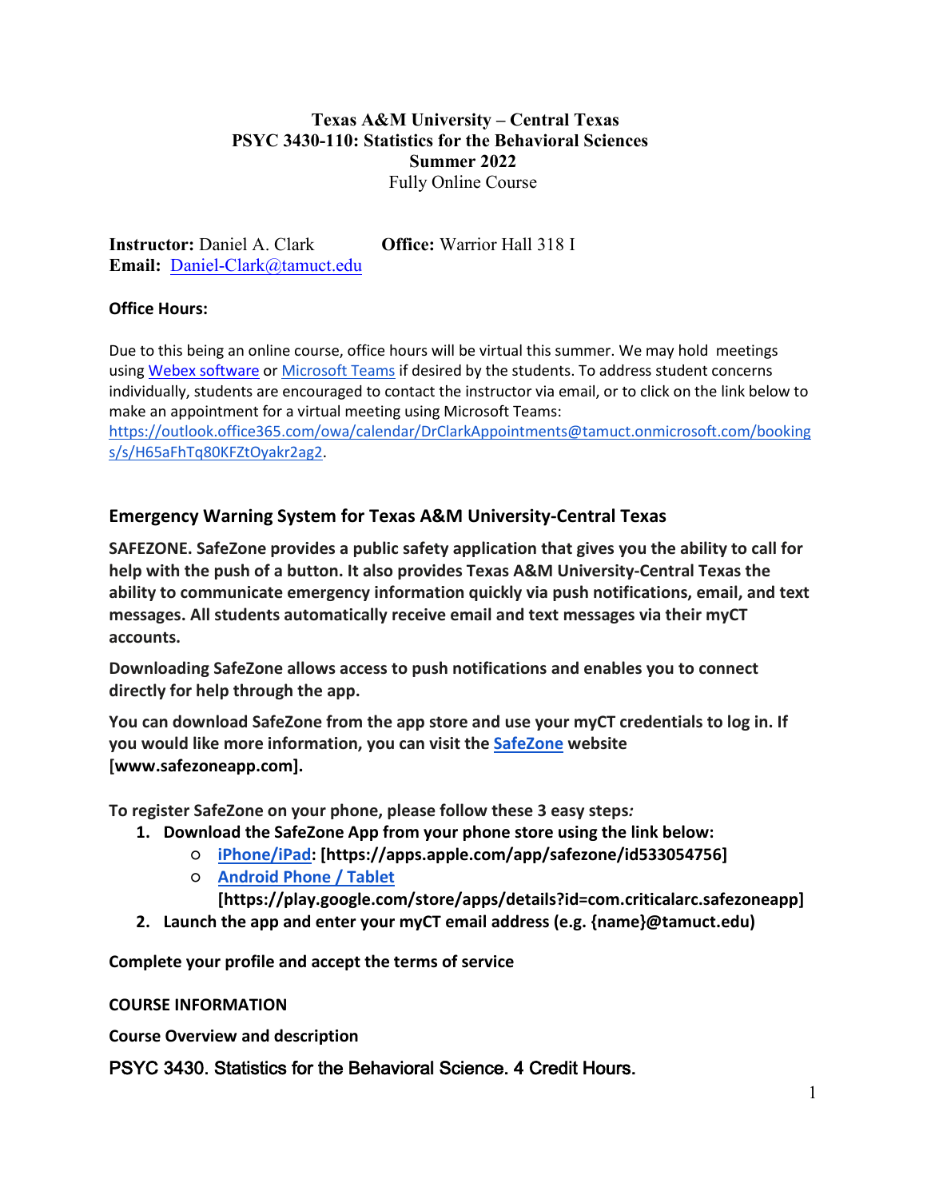**Texas A&M University – Central Texas**
**PSYC 3430-110: Statistics for the Behavioral Sciences**
**Summer 2022**
Fully Online Course

**Instructor:** Daniel A. Clark **Office:** Warrior Hall 318 I
**Email:** [Daniel-Clark@tamuct.edu](mailto:Daniel-Clark@tamuct.edu)

**Office Hours:**

Due to this being an online course, office hours will be virtual this summer. We may hold meetings using Webex software or Microsoft Teams if desired by the students. To address student concerns individually, students are encouraged to contact the instructor via email, or to click on the link below to make an appointment for a virtual meeting using Microsoft Teams: https://outlook.office365.com/owa/calendar/DrClarkAppointments@tamuct.onmicrosoft.com/bookings/s/H65aFhTq80KFZtOyakr2ag2.

## Emergency Warning System for Texas A&M University-Central Texas

**SAFEZONE. SafeZone provides a public safety application that gives you the ability to call for help with the push of a button. It also provides Texas A&M University-Central Texas the ability to communicate emergency information quickly via push notifications, email, and text messages. All students automatically receive email and text messages via their myCT accounts.**

**Downloading SafeZone allows access to push notifications and enables you to connect directly for help through the app.**

**You can download SafeZone from the app store and use your myCT credentials to log in. If you would like more information, you can visit the SafeZone website [www.safezoneapp.com].**

**To register SafeZone on your phone, please follow these 3 easy steps:**

1. **Download the SafeZone App from your phone store using the link below:**
   - **iPhone/iPad: [https://apps.apple.com/app/safezone/id533054756]**
   - **Android Phone / Tablet [https://play.google.com/store/apps/details?id=com.criticalarc.safezoneapp]**
2. **Launch the app and enter your myCT email address (e.g. {name}@tamuct.edu)**

**Complete your profile and accept the terms of service**

**COURSE INFORMATION**

**Course Overview and description**

PSYC 3430. Statistics for the Behavioral Science. 4 Credit Hours.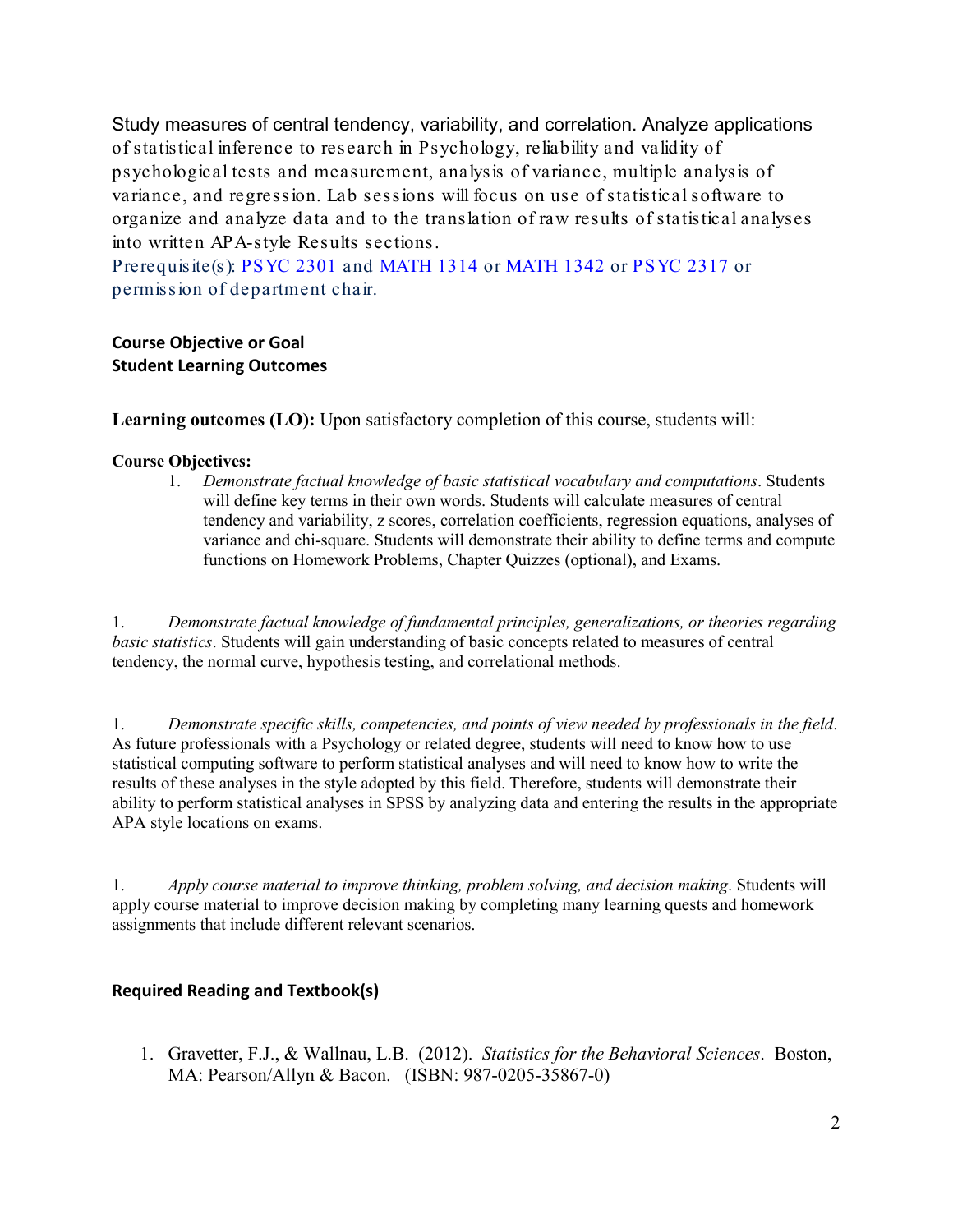Study measures of central tendency, variability, and correlation. Analyze applications of statistical inference to research in Psychology, reliability and validity of psychological tests and measurement, analysis of variance, multiple analysis of variance, and regression. Lab sessions will focus on use of statistical software to organize and analyze data and to the translation of raw results of statistical analyses into written APA-style Results sections.

Prerequisite(s): PSYC 2301 and MATH 1314 or MATH 1342 or PSYC 2317 or permission of department chair.

**Course Objective or Goal**
**Student Learning Outcomes**

**Learning outcomes (LO):** Upon satisfactory completion of this course, students will:

**Course Objectives:**

1. *Demonstrate factual knowledge of basic statistical vocabulary and computations*. Students will define key terms in their own words. Students will calculate measures of central tendency and variability, z scores, correlation coefficients, regression equations, analyses of variance and chi-square. Students will demonstrate their ability to define terms and compute functions on Homework Problems, Chapter Quizzes (optional), and Exams.

1. *Demonstrate factual knowledge of fundamental principles, generalizations, or theories regarding basic statistics*. Students will gain understanding of basic concepts related to measures of central tendency, the normal curve, hypothesis testing, and correlational methods.

1. *Demonstrate specific skills, competencies, and points of view needed by professionals in the field*. As future professionals with a Psychology or related degree, students will need to know how to use statistical computing software to perform statistical analyses and will need to know how to write the results of these analyses in the style adopted by this field. Therefore, students will demonstrate their ability to perform statistical analyses in SPSS by analyzing data and entering the results in the appropriate APA style locations on exams.

1. *Apply course material to improve thinking, problem solving, and decision making*. Students will apply course material to improve decision making by completing many learning quests and homework assignments that include different relevant scenarios.

**Required Reading and Textbook(s)**

1. Gravetter, F.J., & Wallnau, L.B. (2012). *Statistics for the Behavioral Sciences*. Boston, MA: Pearson/Allyn & Bacon. (ISBN: 987-0205-35867-0)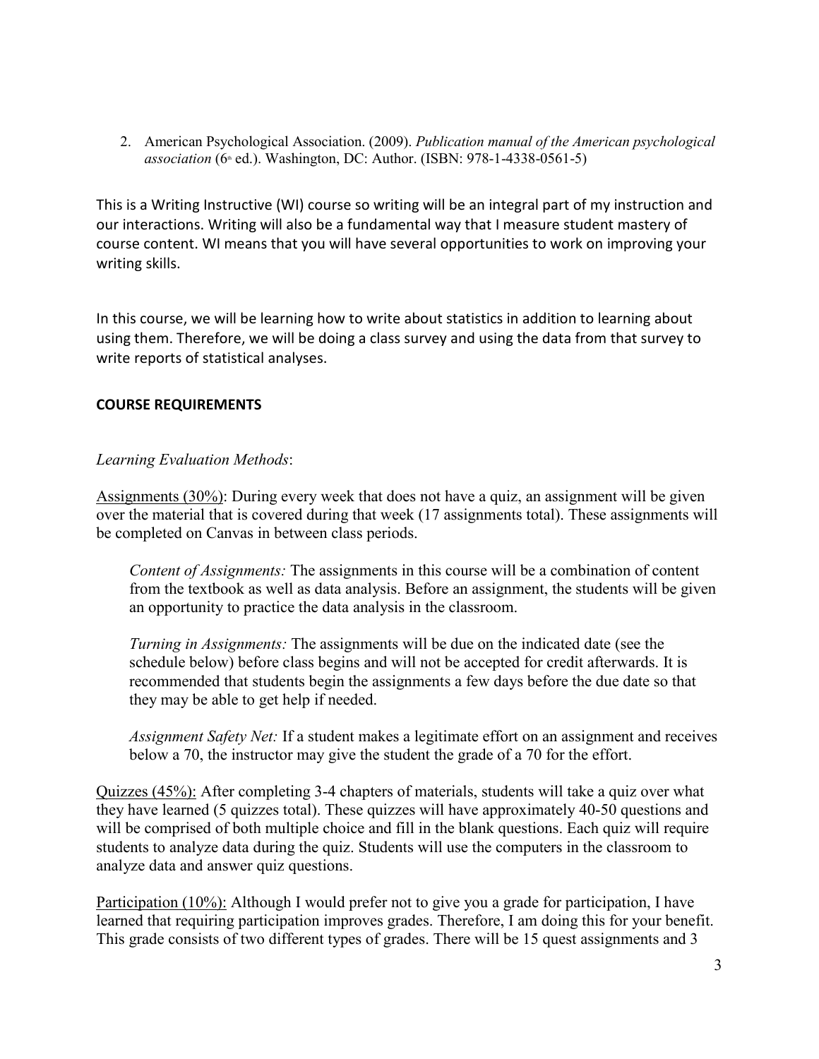2. American Psychological Association. (2009). *Publication manual of the American psychological association* (6th ed.). Washington, DC: Author. (ISBN: 978-1-4338-0561-5)

This is a Writing Instructive (WI) course so writing will be an integral part of my instruction and our interactions. Writing will also be a fundamental way that I measure student mastery of course content. WI means that you will have several opportunities to work on improving your writing skills.

In this course, we will be learning how to write about statistics in addition to learning about using them. Therefore, we will be doing a class survey and using the data from that survey to write reports of statistical analyses.

## COURSE REQUIREMENTS

*Learning Evaluation Methods*:

Assignments (30%): During every week that does not have a quiz, an assignment will be given over the material that is covered during that week (17 assignments total). These assignments will be completed on Canvas in between class periods.

> *Content of Assignments:* The assignments in this course will be a combination of content from the textbook as well as data analysis. Before an assignment, the students will be given an opportunity to practice the data analysis in the classroom.
>
> *Turning in Assignments:* The assignments will be due on the indicated date (see the schedule below) before class begins and will not be accepted for credit afterwards. It is recommended that students begin the assignments a few days before the due date so that they may be able to get help if needed.
>
> *Assignment Safety Net:* If a student makes a legitimate effort on an assignment and receives below a 70, the instructor may give the student the grade of a 70 for the effort.

Quizzes (45%): After completing 3-4 chapters of materials, students will take a quiz over what they have learned (5 quizzes total). These quizzes will have approximately 40-50 questions and will be comprised of both multiple choice and fill in the blank questions. Each quiz will require students to analyze data during the quiz. Students will use the computers in the classroom to analyze data and answer quiz questions.

Participation (10%): Although I would prefer not to give you a grade for participation, I have learned that requiring participation improves grades. Therefore, I am doing this for your benefit. This grade consists of two different types of grades. There will be 15 quest assignments and 3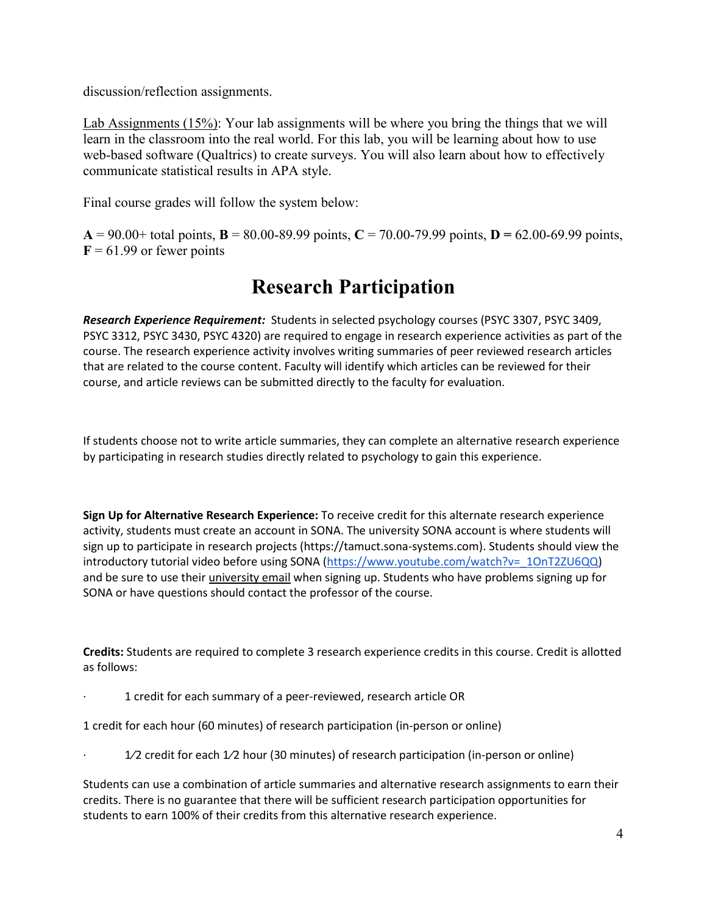discussion/reflection assignments.

Lab Assignments (15%): Your lab assignments will be where you bring the things that we will learn in the classroom into the real world. For this lab, you will be learning about how to use web-based software (Qualtrics) to create surveys. You will also learn about how to effectively communicate statistical results in APA style.

Final course grades will follow the system below:

**A** = 90.00+ total points, **B** = 80.00-89.99 points, **C** = 70.00-79.99 points, **D =** 62.00-69.99 points, **F** = 61.99 or fewer points

# Research Participation

***Research Experience Requirement:*** Students in selected psychology courses (PSYC 3307, PSYC 3409, PSYC 3312, PSYC 3430, PSYC 4320) are required to engage in research experience activities as part of the course. The research experience activity involves writing summaries of peer reviewed research articles that are related to the course content. Faculty will identify which articles can be reviewed for their course, and article reviews can be submitted directly to the faculty for evaluation.

If students choose not to write article summaries, they can complete an alternative research experience by participating in research studies directly related to psychology to gain this experience.

**Sign Up for Alternative Research Experience:** To receive credit for this alternate research experience activity, students must create an account in SONA. The university SONA account is where students will sign up to participate in research projects (https://tamuct.sona-systems.com). Students should view the introductory tutorial video before using SONA (https://www.youtube.com/watch?v=_1OnT2ZU6QQ) and be sure to use their university email when signing up. Students who have problems signing up for SONA or have questions should contact the professor of the course.

**Credits:** Students are required to complete 3 research experience credits in this course. Credit is allotted as follows:

- 1 credit for each summary of a peer-reviewed, research article OR

1 credit for each hour (60 minutes) of research participation (in-person or online)

- 1⁄2 credit for each 1⁄2 hour (30 minutes) of research participation (in-person or online)

Students can use a combination of article summaries and alternative research assignments to earn their credits. There is no guarantee that there will be sufficient research participation opportunities for students to earn 100% of their credits from this alternative research experience.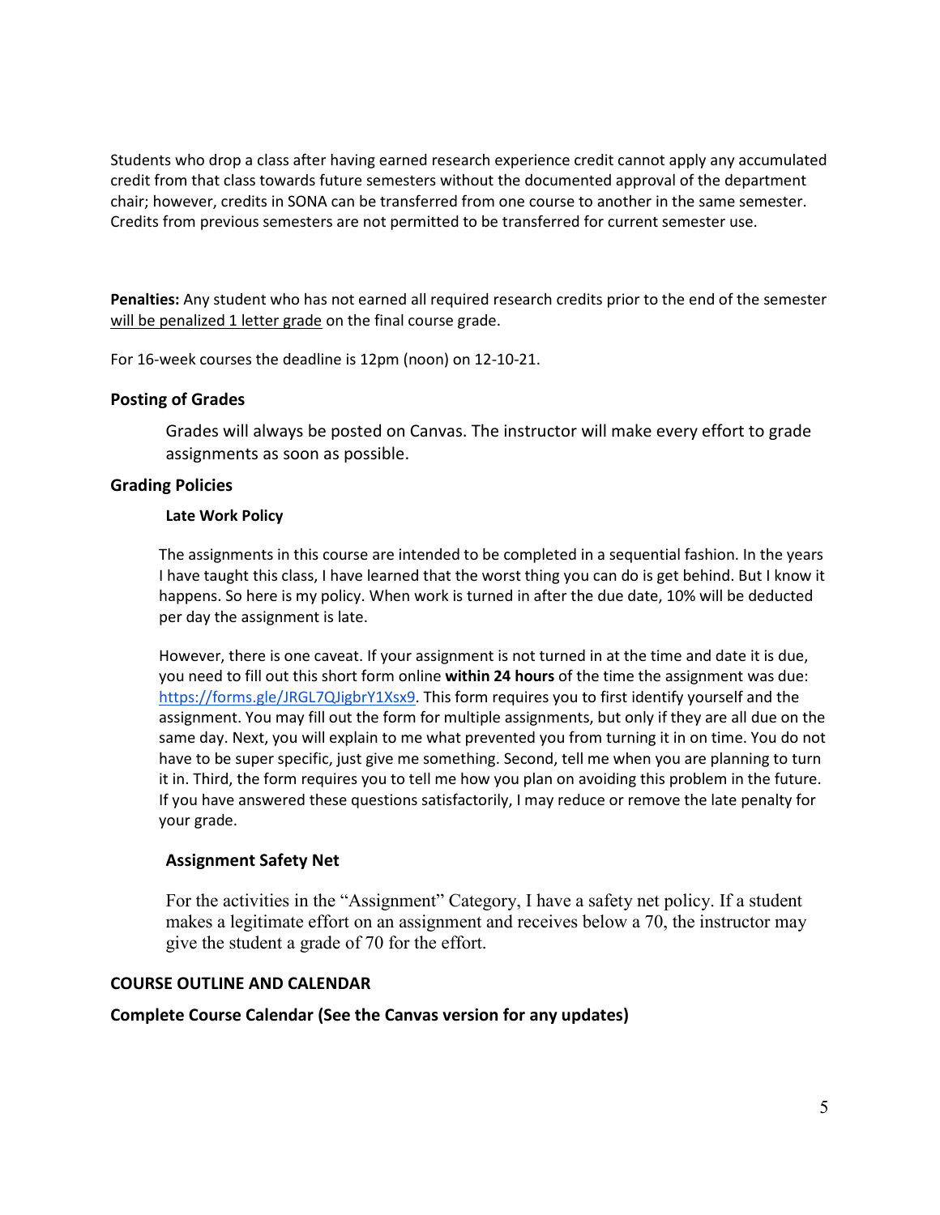Students who drop a class after having earned research experience credit cannot apply any accumulated credit from that class towards future semesters without the documented approval of the department chair; however, credits in SONA can be transferred from one course to another in the same semester. Credits from previous semesters are not permitted to be transferred for current semester use.

**Penalties:** Any student who has not earned all required research credits prior to the end of the semester will be penalized 1 letter grade on the final course grade.

For 16-week courses the deadline is 12pm (noon) on 12-10-21.

### Posting of Grades

Grades will always be posted on Canvas. The instructor will make every effort to grade assignments as soon as possible.

### Grading Policies

#### Late Work Policy

The assignments in this course are intended to be completed in a sequential fashion. In the years I have taught this class, I have learned that the worst thing you can do is get behind. But I know it happens. So here is my policy. When work is turned in after the due date, 10% will be deducted per day the assignment is late.

However, there is one caveat. If your assignment is not turned in at the time and date it is due, you need to fill out this short form online **within 24 hours** of the time the assignment was due: https://forms.gle/JRGL7QJigbrY1Xsx9. This form requires you to first identify yourself and the assignment. You may fill out the form for multiple assignments, but only if they are all due on the same day. Next, you will explain to me what prevented you from turning it in on time. You do not have to be super specific, just give me something. Second, tell me when you are planning to turn it in. Third, the form requires you to tell me how you plan on avoiding this problem in the future. If you have answered these questions satisfactorily, I may reduce or remove the late penalty for your grade.

#### Assignment Safety Net

For the activities in the "Assignment" Category, I have a safety net policy. If a student makes a legitimate effort on an assignment and receives below a 70, the instructor may give the student a grade of 70 for the effort.

## COURSE OUTLINE AND CALENDAR

### Complete Course Calendar (See the Canvas version for any updates)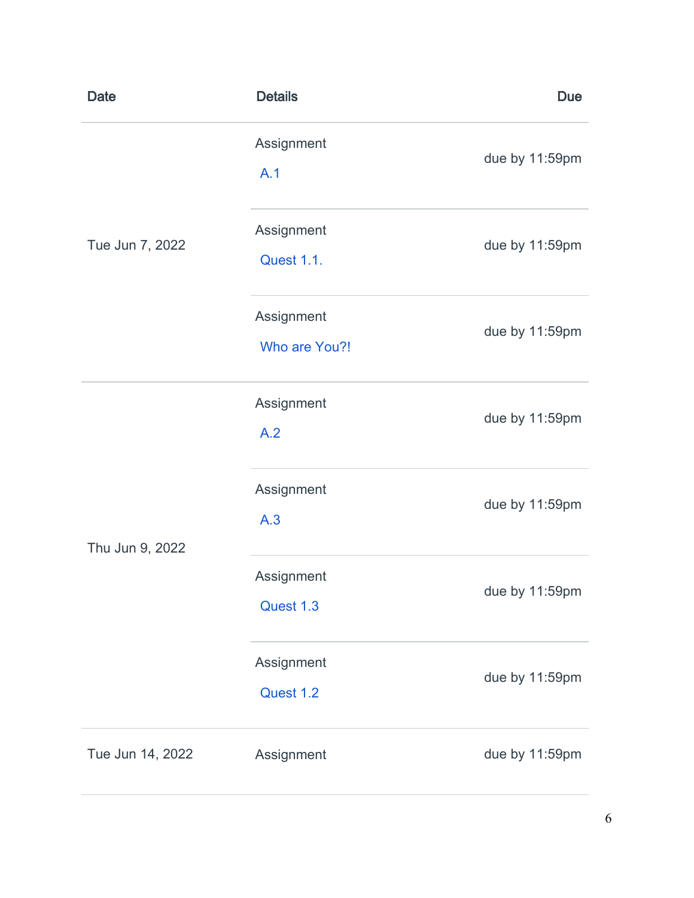| Date | Details | Due |
|---|---|---|
| Tue Jun 7, 2022 | Assignment A.1 | due by 11:59pm |
| | Assignment Quest 1.1. | due by 11:59pm |
| | Assignment Who are You?! | due by 11:59pm |
| Thu Jun 9, 2022 | Assignment A.2 | due by 11:59pm |
| | Assignment A.3 | due by 11:59pm |
| | Assignment Quest 1.3 | due by 11:59pm |
| | Assignment Quest 1.2 | due by 11:59pm |
| Tue Jun 14, 2022 | Assignment | due by 11:59pm |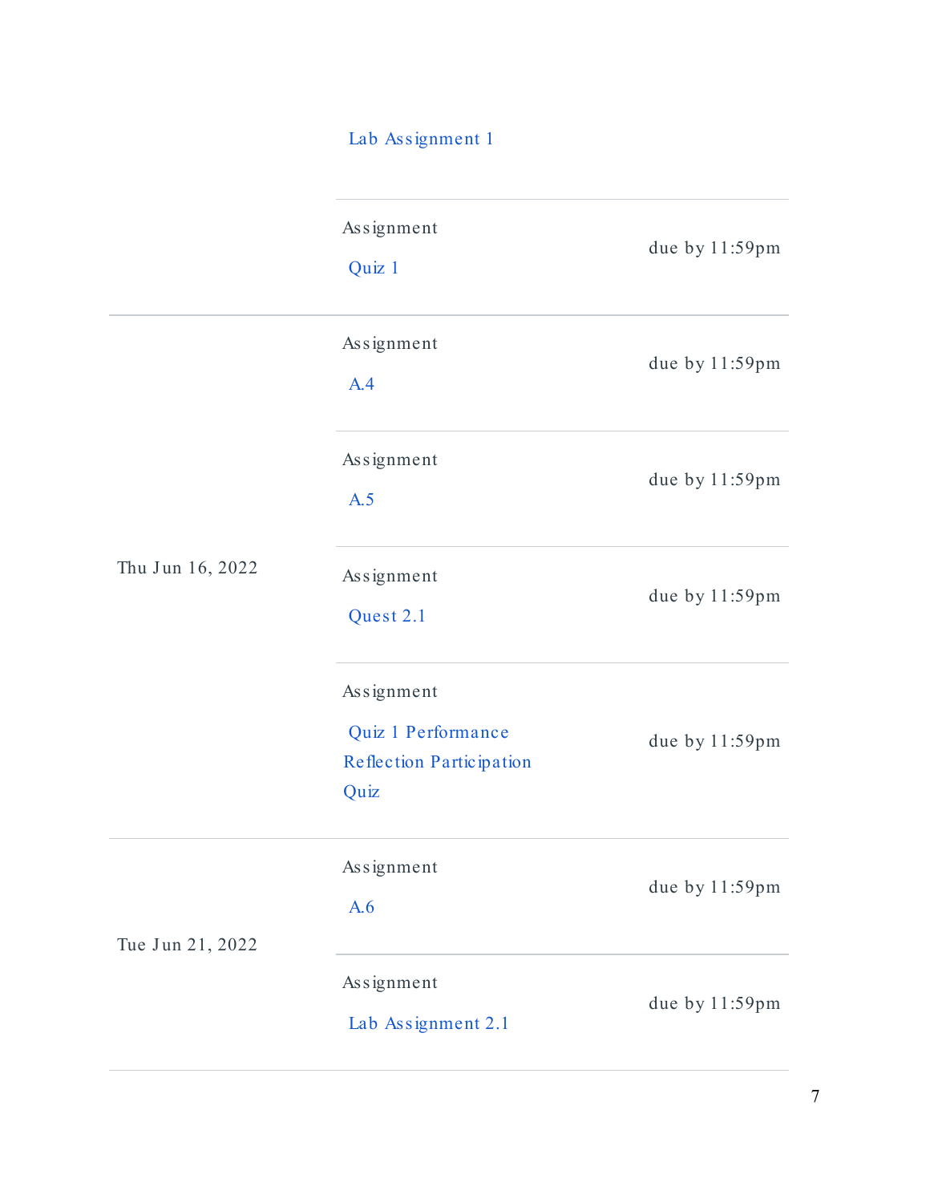| Date | Details | Due |
| --- | --- | --- |
| | Lab Assignment 1 | |
| | Assignment<br>Quiz 1 | due by 11:59pm |
| Thu Jun 16, 2022 | Assignment<br>A.4 | due by 11:59pm |
| | Assignment<br>A.5 | due by 11:59pm |
| | Assignment<br>Quest 2.1 | due by 11:59pm |
| | Assignment<br>Quiz 1 Performance Reflection Participation Quiz | due by 11:59pm |
| Tue Jun 21, 2022 | Assignment<br>A.6 | due by 11:59pm |
| | Assignment<br>Lab Assignment 2.1 | due by 11:59pm |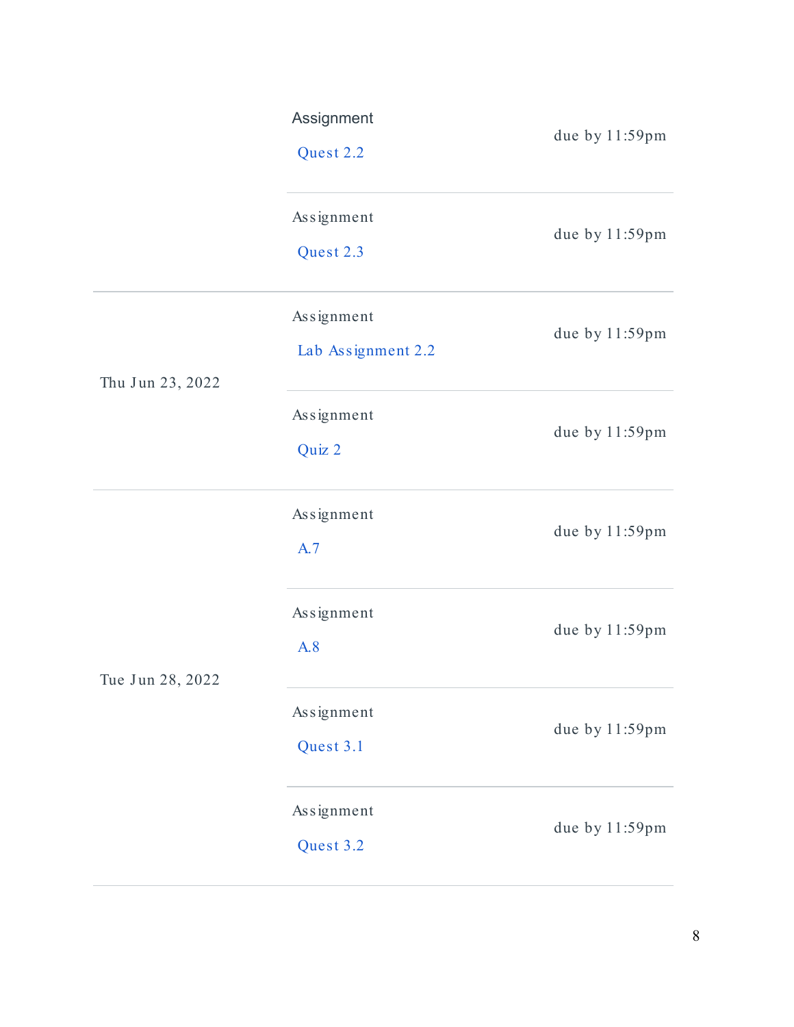| Date | Details | Due |
| --- | --- | --- |
| | Assignment Quest 2.2 | due by 11:59pm |
| | Assignment Quest 2.3 | due by 11:59pm |
| Thu Jun 23, 2022 | Assignment Lab Assignment 2.2 | due by 11:59pm |
| | Assignment Quiz 2 | due by 11:59pm |
| Tue Jun 28, 2022 | Assignment A.7 | due by 11:59pm |
| | Assignment A.8 | due by 11:59pm |
| | Assignment Quest 3.1 | due by 11:59pm |
| | Assignment Quest 3.2 | due by 11:59pm |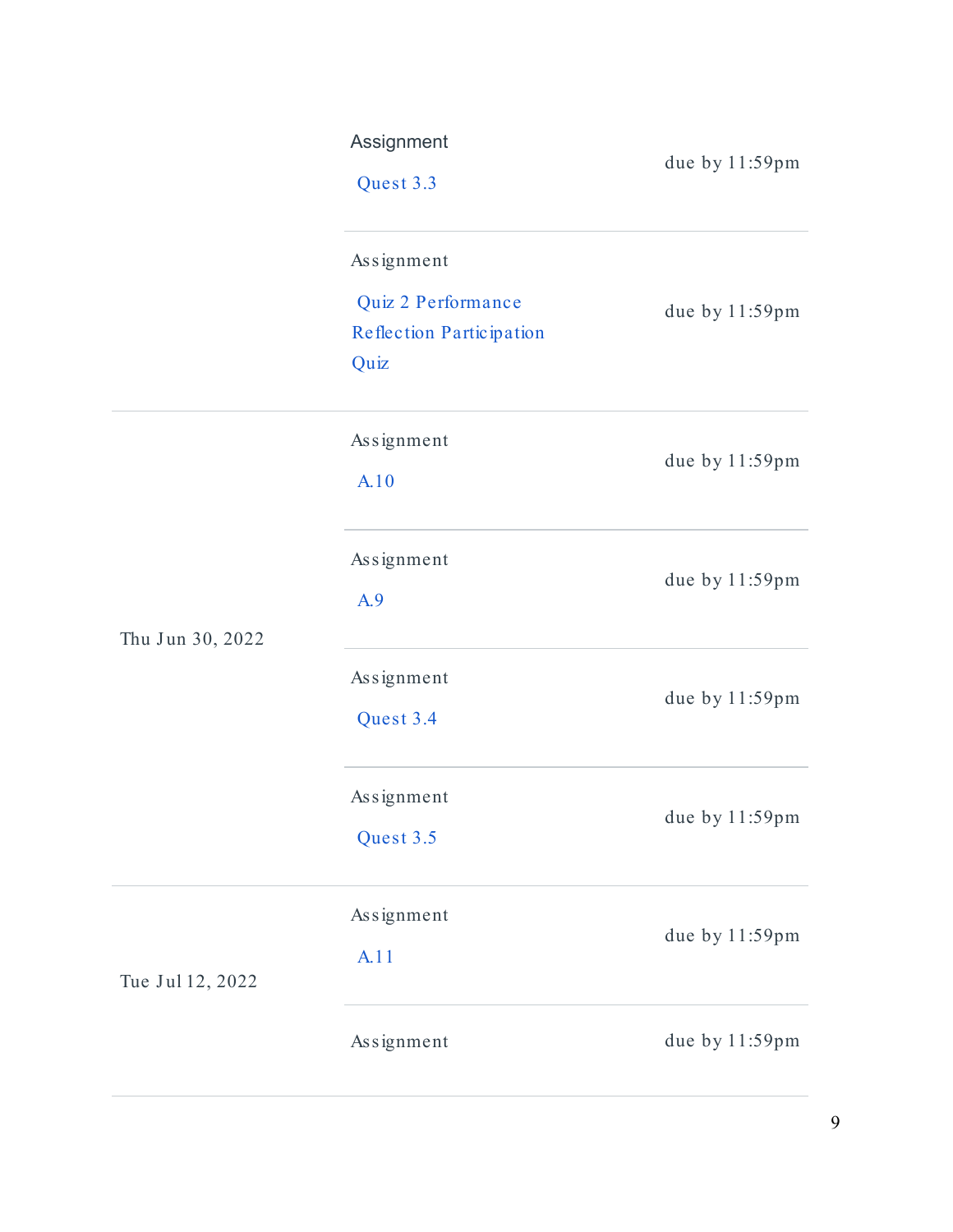| | | |
|---|---|---|
| | Assignment<br>Quest 3.3 | due by 11:59pm |
| | Assignment<br>Quiz 2 Performance Reflection Participation Quiz | due by 11:59pm |
| Thu Jun 30, 2022 | Assignment<br>A.10 | due by 11:59pm |
| | Assignment<br>A.9 | due by 11:59pm |
| | Assignment<br>Quest 3.4 | due by 11:59pm |
| | Assignment<br>Quest 3.5 | due by 11:59pm |
| Tue Jul 12, 2022 | Assignment<br>A.11 | due by 11:59pm |
| | Assignment | due by 11:59pm |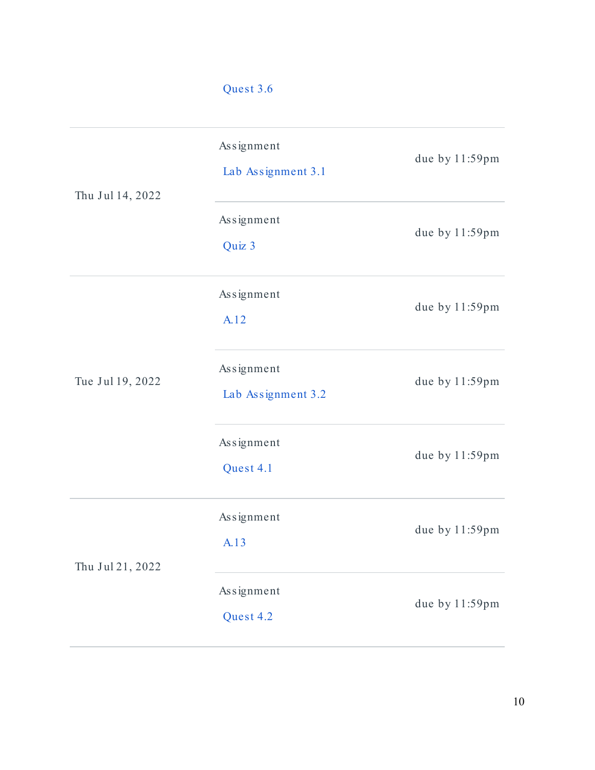| Date | Details | Due |
| --- | --- | --- |
| | Quest 3.6 | |
| Thu Jul 14, 2022 | Assignment Lab Assignment 3.1 | due by 11:59pm |
| | Assignment Quiz 3 | due by 11:59pm |
| Tue Jul 19, 2022 | Assignment A.12 | due by 11:59pm |
| | Assignment Lab Assignment 3.2 | due by 11:59pm |
| | Assignment Quest 4.1 | due by 11:59pm |
| Thu Jul 21, 2022 | Assignment A.13 | due by 11:59pm |
| | Assignment Quest 4.2 | due by 11:59pm |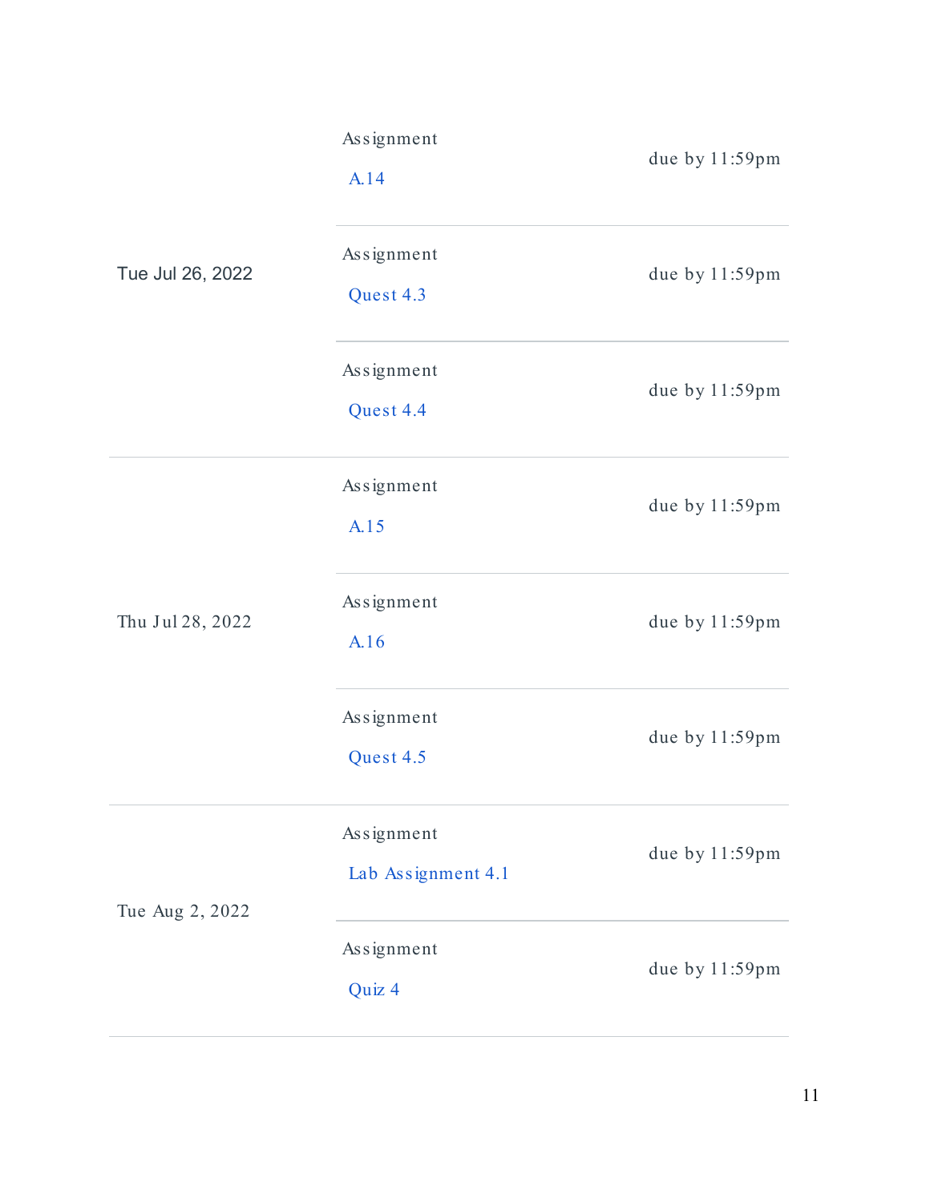| Date | Details | Due |
| --- | --- | --- |
| Tue Jul 26, 2022 | Assignment A.14 | due by 11:59pm |
| | Assignment Quest 4.3 | due by 11:59pm |
| | Assignment Quest 4.4 | due by 11:59pm |
| Thu Jul 28, 2022 | Assignment A.15 | due by 11:59pm |
| | Assignment A.16 | due by 11:59pm |
| | Assignment Quest 4.5 | due by 11:59pm |
| Tue Aug 2, 2022 | Assignment Lab Assignment 4.1 | due by 11:59pm |
| | Assignment Quiz 4 | due by 11:59pm |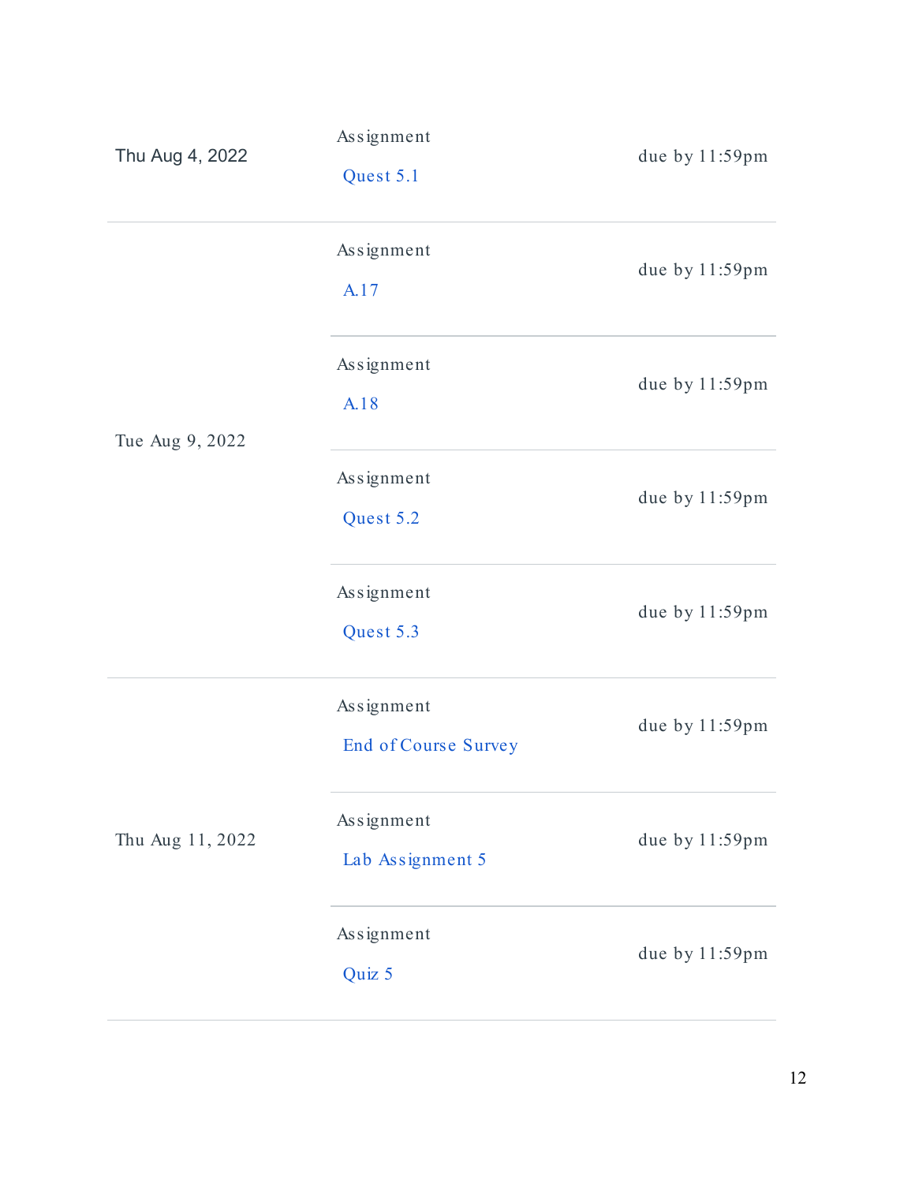| Date | Details | Due |
| --- | --- | --- |
| Thu Aug 4, 2022 | Assignment Quest 5.1 | due by 11:59pm |
| Tue Aug 9, 2022 | Assignment A.17 | due by 11:59pm |
| | Assignment A.18 | due by 11:59pm |
| | Assignment Quest 5.2 | due by 11:59pm |
| | Assignment Quest 5.3 | due by 11:59pm |
| Thu Aug 11, 2022 | Assignment End of Course Survey | due by 11:59pm |
| | Assignment Lab Assignment 5 | due by 11:59pm |
| | Assignment Quiz 5 | due by 11:59pm |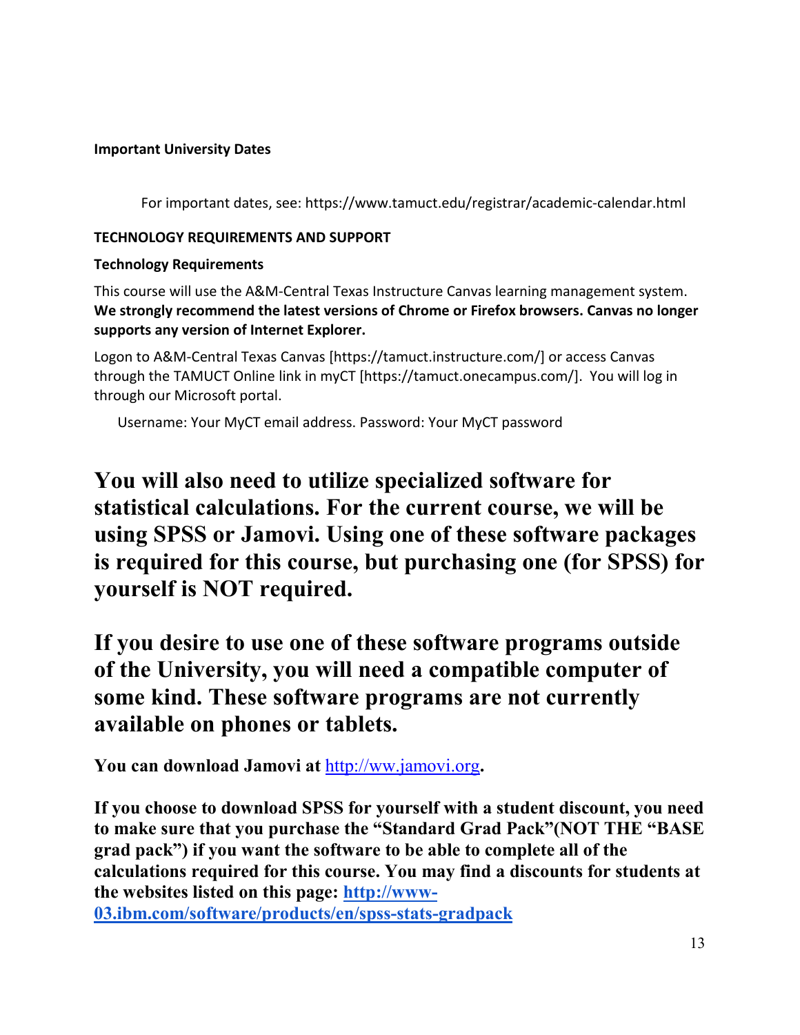**Important University Dates**

For important dates, see: https://www.tamuct.edu/registrar/academic-calendar.html

**TECHNOLOGY REQUIREMENTS AND SUPPORT**

**Technology Requirements**

This course will use the A&M-Central Texas Instructure Canvas learning management system. **We strongly recommend the latest versions of Chrome or Firefox browsers. Canvas no longer supports any version of Internet Explorer.**

Logon to A&M-Central Texas Canvas [https://tamuct.instructure.com/] or access Canvas through the TAMUCT Online link in myCT [https://tamuct.onecampus.com/]. You will log in through our Microsoft portal.

Username: Your MyCT email address. Password: Your MyCT password

**You will also need to utilize specialized software for statistical calculations. For the current course, we will be using SPSS or Jamovi. Using one of these software packages is required for this course, but purchasing one (for SPSS) for yourself is NOT required.**

**If you desire to use one of these software programs outside of the University, you will need a compatible computer of some kind. These software programs are not currently available on phones or tablets.**

**You can download Jamovi at [http://ww.jamovi.org](http://ww.jamovi.org).**

**If you choose to download SPSS for yourself with a student discount, you need to make sure that you purchase the "Standard Grad Pack"(NOT THE "BASE grad pack") if you want the software to be able to complete all of the calculations required for this course. You may find a discounts for students at the websites listed on this page: [http://www-03.ibm.com/software/products/en/spss-stats-gradpack](http://www-03.ibm.com/software/products/en/spss-stats-gradpack)**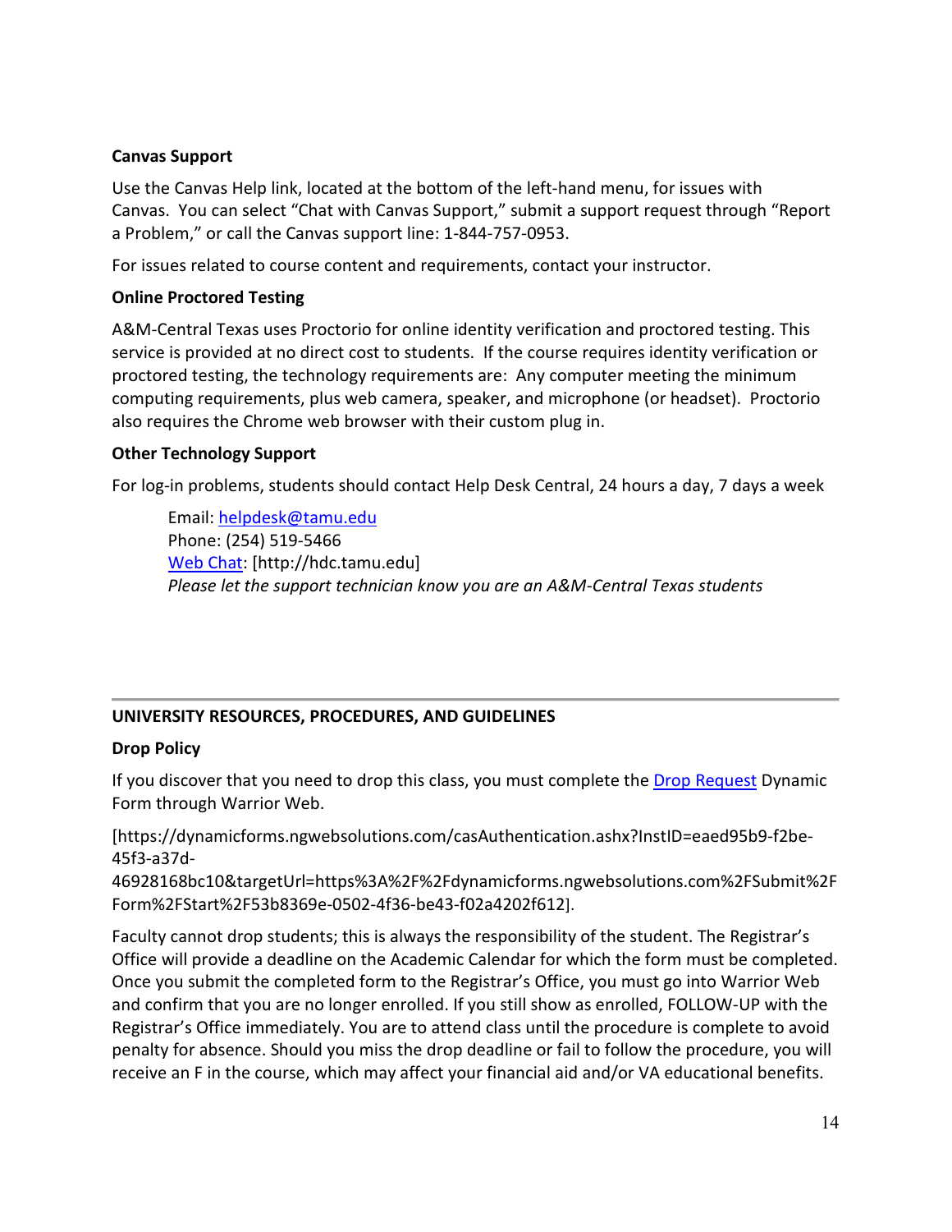**Canvas Support**

Use the Canvas Help link, located at the bottom of the left-hand menu, for issues with Canvas. You can select "Chat with Canvas Support," submit a support request through "Report a Problem," or call the Canvas support line: 1-844-757-0953.

For issues related to course content and requirements, contact your instructor.

**Online Proctored Testing**

A&M-Central Texas uses Proctorio for online identity verification and proctored testing. This service is provided at no direct cost to students. If the course requires identity verification or proctored testing, the technology requirements are: Any computer meeting the minimum computing requirements, plus web camera, speaker, and microphone (or headset). Proctorio also requires the Chrome web browser with their custom plug in.

**Other Technology Support**

For log-in problems, students should contact Help Desk Central, 24 hours a day, 7 days a week

> Email: helpdesk@tamu.edu
> Phone: (254) 519-5466
> Web Chat: [http://hdc.tamu.edu]
> *Please let the support technician know you are an A&M-Central Texas students*

---

## UNIVERSITY RESOURCES, PROCEDURES, AND GUIDELINES

**Drop Policy**

If you discover that you need to drop this class, you must complete the Drop Request Dynamic Form through Warrior Web.

[https://dynamicforms.ngwebsolutions.com/casAuthentication.ashx?InstID=eaed95b9-f2be-45f3-a37d-46928168bc10&targetUrl=https%3A%2F%2Fdynamicforms.ngwebsolutions.com%2FSubmit%2FForm%2FStart%2F53b8369e-0502-4f36-be43-f02a4202f612].

Faculty cannot drop students; this is always the responsibility of the student. The Registrar's Office will provide a deadline on the Academic Calendar for which the form must be completed. Once you submit the completed form to the Registrar's Office, you must go into Warrior Web and confirm that you are no longer enrolled. If you still show as enrolled, FOLLOW-UP with the Registrar's Office immediately. You are to attend class until the procedure is complete to avoid penalty for absence. Should you miss the drop deadline or fail to follow the procedure, you will receive an F in the course, which may affect your financial aid and/or VA educational benefits.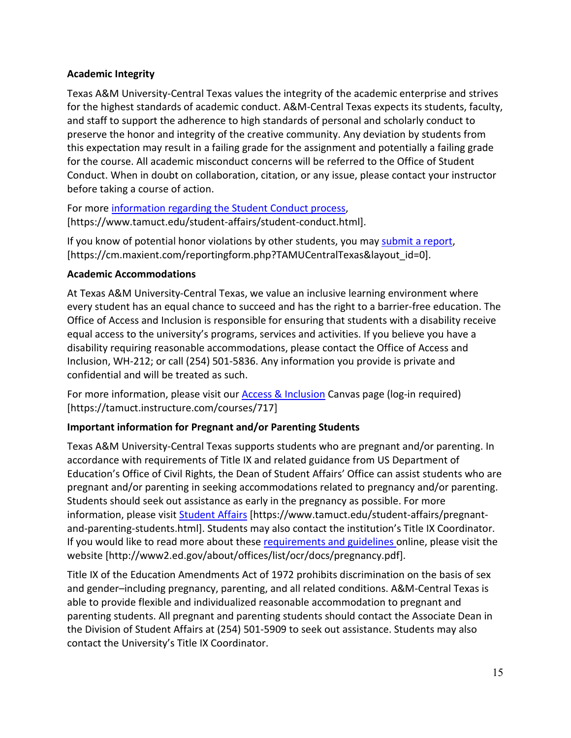**Academic Integrity**

Texas A&M University-Central Texas values the integrity of the academic enterprise and strives for the highest standards of academic conduct. A&M-Central Texas expects its students, faculty, and staff to support the adherence to high standards of personal and scholarly conduct to preserve the honor and integrity of the creative community. Any deviation by students from this expectation may result in a failing grade for the assignment and potentially a failing grade for the course. All academic misconduct concerns will be referred to the Office of Student Conduct. When in doubt on collaboration, citation, or any issue, please contact your instructor before taking a course of action.

For more information regarding the Student Conduct process, [https://www.tamuct.edu/student-affairs/student-conduct.html].

If you know of potential honor violations by other students, you may submit a report, [https://cm.maxient.com/reportingform.php?TAMUCentralTexas&layout_id=0].

**Academic Accommodations**

At Texas A&M University-Central Texas, we value an inclusive learning environment where every student has an equal chance to succeed and has the right to a barrier-free education. The Office of Access and Inclusion is responsible for ensuring that students with a disability receive equal access to the university's programs, services and activities. If you believe you have a disability requiring reasonable accommodations, please contact the Office of Access and Inclusion, WH-212; or call (254) 501-5836. Any information you provide is private and confidential and will be treated as such.

For more information, please visit our Access & Inclusion Canvas page (log-in required) [https://tamuct.instructure.com/courses/717]

**Important information for Pregnant and/or Parenting Students**

Texas A&M University-Central Texas supports students who are pregnant and/or parenting. In accordance with requirements of Title IX and related guidance from US Department of Education's Office of Civil Rights, the Dean of Student Affairs' Office can assist students who are pregnant and/or parenting in seeking accommodations related to pregnancy and/or parenting. Students should seek out assistance as early in the pregnancy as possible. For more information, please visit Student Affairs [https://www.tamuct.edu/student-affairs/pregnant-and-parenting-students.html]. Students may also contact the institution's Title IX Coordinator. If you would like to read more about these requirements and guidelines online, please visit the website [http://www2.ed.gov/about/offices/list/ocr/docs/pregnancy.pdf].

Title IX of the Education Amendments Act of 1972 prohibits discrimination on the basis of sex and gender–including pregnancy, parenting, and all related conditions. A&M-Central Texas is able to provide flexible and individualized reasonable accommodation to pregnant and parenting students. All pregnant and parenting students should contact the Associate Dean in the Division of Student Affairs at (254) 501-5909 to seek out assistance. Students may also contact the University's Title IX Coordinator.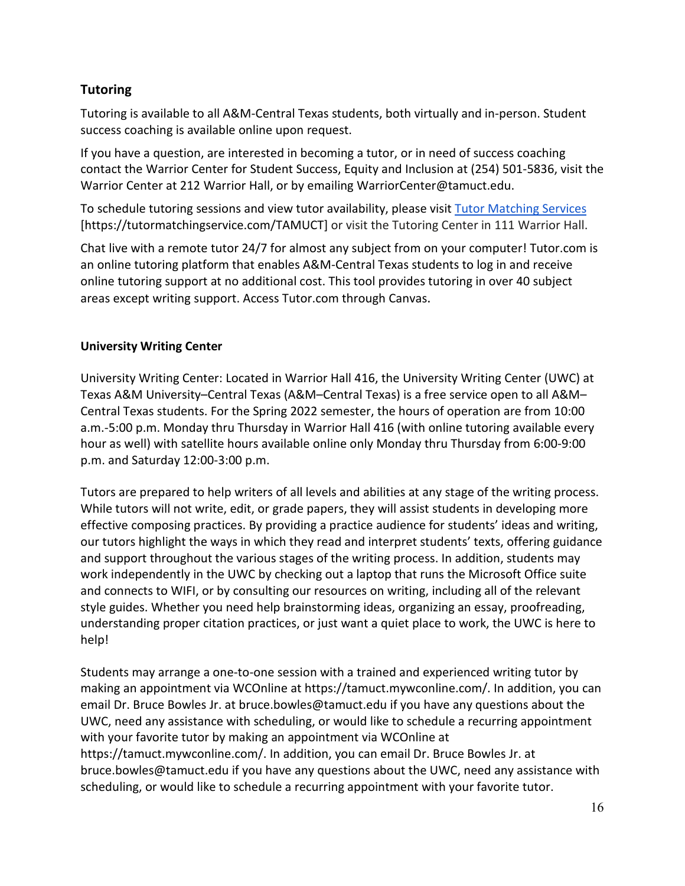### Tutoring

Tutoring is available to all A&M-Central Texas students, both virtually and in-person. Student success coaching is available online upon request.

If you have a question, are interested in becoming a tutor, or in need of success coaching contact the Warrior Center for Student Success, Equity and Inclusion at (254) 501-5836, visit the Warrior Center at 212 Warrior Hall, or by emailing WarriorCenter@tamuct.edu.

To schedule tutoring sessions and view tutor availability, please visit [Tutor Matching Services](https://tutormatchingservice.com/TAMUCT) [https://tutormatchingservice.com/TAMUCT] or visit the Tutoring Center in 111 Warrior Hall.

Chat live with a remote tutor 24/7 for almost any subject from on your computer! Tutor.com is an online tutoring platform that enables A&M-Central Texas students to log in and receive online tutoring support at no additional cost. This tool provides tutoring in over 40 subject areas except writing support. Access Tutor.com through Canvas.

#### University Writing Center

University Writing Center: Located in Warrior Hall 416, the University Writing Center (UWC) at Texas A&M University–Central Texas (A&M–Central Texas) is a free service open to all A&M–Central Texas students. For the Spring 2022 semester, the hours of operation are from 10:00 a.m.-5:00 p.m. Monday thru Thursday in Warrior Hall 416 (with online tutoring available every hour as well) with satellite hours available online only Monday thru Thursday from 6:00-9:00 p.m. and Saturday 12:00-3:00 p.m.

Tutors are prepared to help writers of all levels and abilities at any stage of the writing process. While tutors will not write, edit, or grade papers, they will assist students in developing more effective composing practices. By providing a practice audience for students' ideas and writing, our tutors highlight the ways in which they read and interpret students' texts, offering guidance and support throughout the various stages of the writing process. In addition, students may work independently in the UWC by checking out a laptop that runs the Microsoft Office suite and connects to WIFI, or by consulting our resources on writing, including all of the relevant style guides. Whether you need help brainstorming ideas, organizing an essay, proofreading, understanding proper citation practices, or just want a quiet place to work, the UWC is here to help!

Students may arrange a one-to-one session with a trained and experienced writing tutor by making an appointment via WCOnline at https://tamuct.mywconline.com/. In addition, you can email Dr. Bruce Bowles Jr. at bruce.bowles@tamuct.edu if you have any questions about the UWC, need any assistance with scheduling, or would like to schedule a recurring appointment with your favorite tutor by making an appointment via WCOnline at https://tamuct.mywconline.com/. In addition, you can email Dr. Bruce Bowles Jr. at bruce.bowles@tamuct.edu if you have any questions about the UWC, need any assistance with scheduling, or would like to schedule a recurring appointment with your favorite tutor.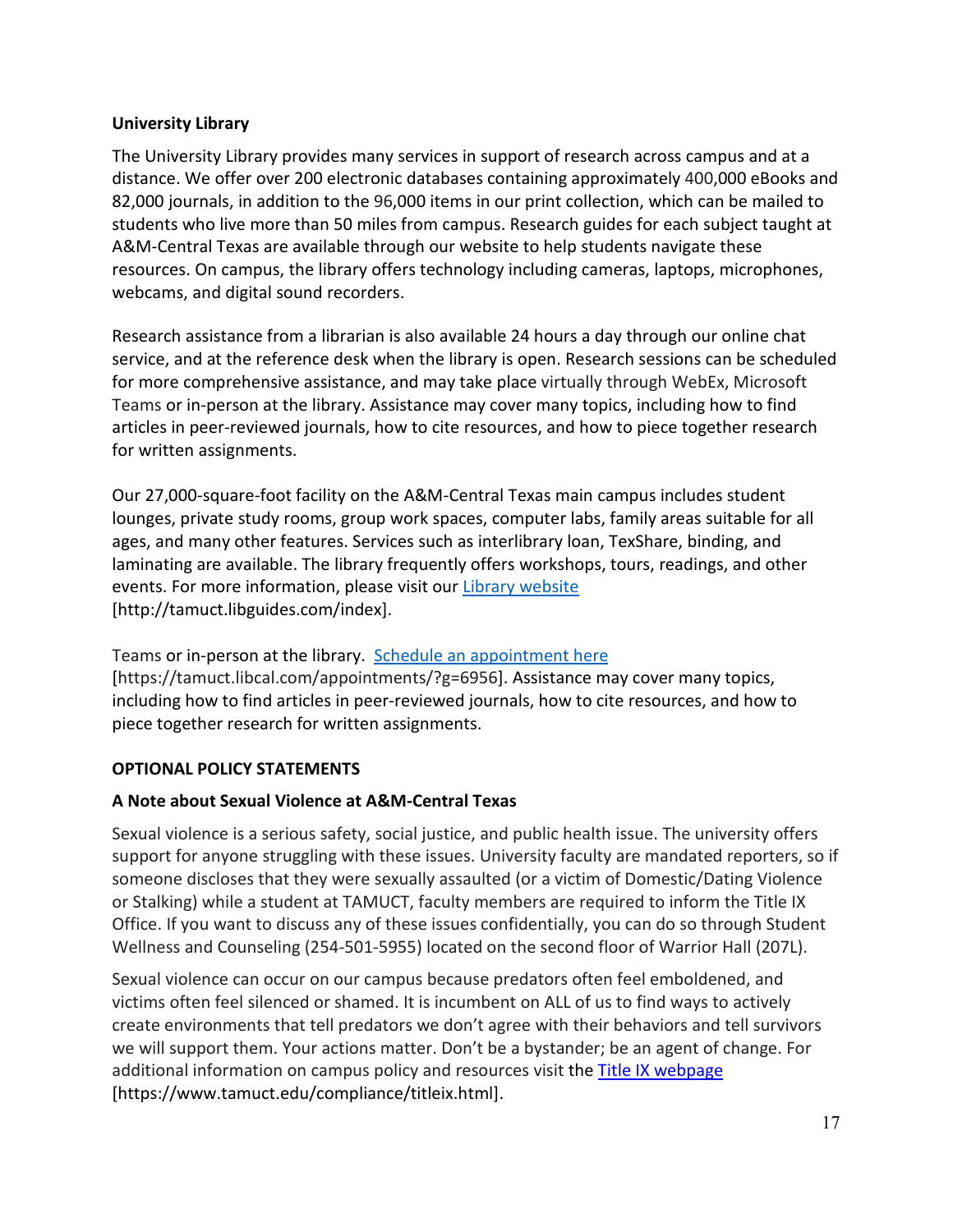**University Library**

The University Library provides many services in support of research across campus and at a distance. We offer over 200 electronic databases containing approximately 400,000 eBooks and 82,000 journals, in addition to the 96,000 items in our print collection, which can be mailed to students who live more than 50 miles from campus. Research guides for each subject taught at A&M-Central Texas are available through our website to help students navigate these resources. On campus, the library offers technology including cameras, laptops, microphones, webcams, and digital sound recorders.

Research assistance from a librarian is also available 24 hours a day through our online chat service, and at the reference desk when the library is open. Research sessions can be scheduled for more comprehensive assistance, and may take place virtually through WebEx, Microsoft Teams or in-person at the library. Assistance may cover many topics, including how to find articles in peer-reviewed journals, how to cite resources, and how to piece together research for written assignments.

Our 27,000-square-foot facility on the A&M-Central Texas main campus includes student lounges, private study rooms, group work spaces, computer labs, family areas suitable for all ages, and many other features. Services such as interlibrary loan, TexShare, binding, and laminating are available. The library frequently offers workshops, tours, readings, and other events. For more information, please visit our Library website [http://tamuct.libguides.com/index].

Teams or in-person at the library. Schedule an appointment here [https://tamuct.libcal.com/appointments/?g=6956]. Assistance may cover many topics, including how to find articles in peer-reviewed journals, how to cite resources, and how to piece together research for written assignments.

**OPTIONAL POLICY STATEMENTS**

**A Note about Sexual Violence at A&M-Central Texas**

Sexual violence is a serious safety, social justice, and public health issue. The university offers support for anyone struggling with these issues. University faculty are mandated reporters, so if someone discloses that they were sexually assaulted (or a victim of Domestic/Dating Violence or Stalking) while a student at TAMUCT, faculty members are required to inform the Title IX Office. If you want to discuss any of these issues confidentially, you can do so through Student Wellness and Counseling (254-501-5955) located on the second floor of Warrior Hall (207L).

Sexual violence can occur on our campus because predators often feel emboldened, and victims often feel silenced or shamed. It is incumbent on ALL of us to find ways to actively create environments that tell predators we don't agree with their behaviors and tell survivors we will support them. Your actions matter. Don't be a bystander; be an agent of change. For additional information on campus policy and resources visit the Title IX webpage [https://www.tamuct.edu/compliance/titleix.html].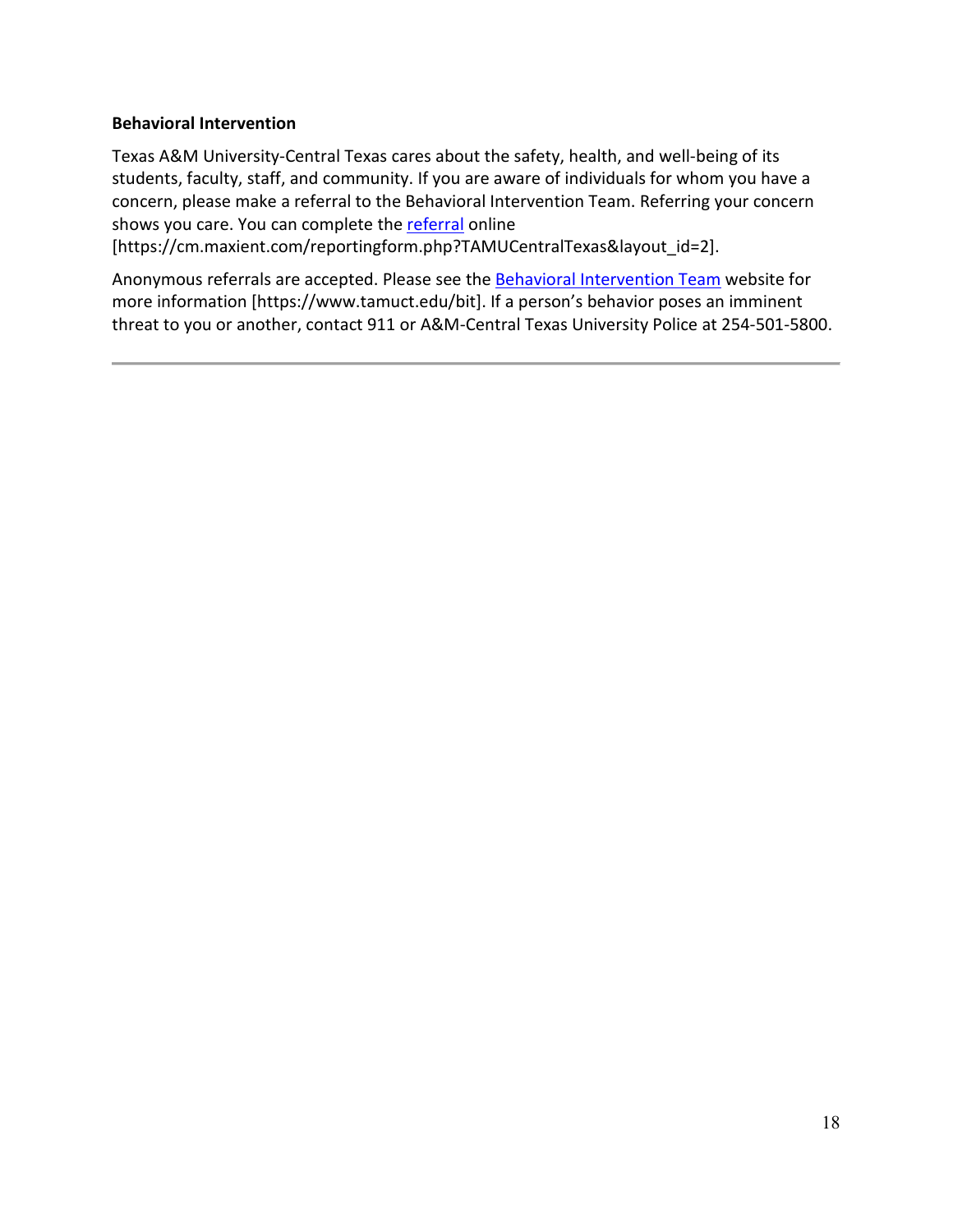**Behavioral Intervention**

Texas A&M University-Central Texas cares about the safety, health, and well-being of its students, faculty, staff, and community. If you are aware of individuals for whom you have a concern, please make a referral to the Behavioral Intervention Team. Referring your concern shows you care. You can complete the [referral](https://cm.maxient.com/reportingform.php?TAMUCentralTexas&layout_id=2) online [https://cm.maxient.com/reportingform.php?TAMUCentralTexas&layout_id=2].

Anonymous referrals are accepted. Please see the [Behavioral Intervention Team](https://www.tamuct.edu/bit) website for more information [https://www.tamuct.edu/bit]. If a person's behavior poses an imminent threat to you or another, contact 911 or A&M-Central Texas University Police at 254-501-5800.

---